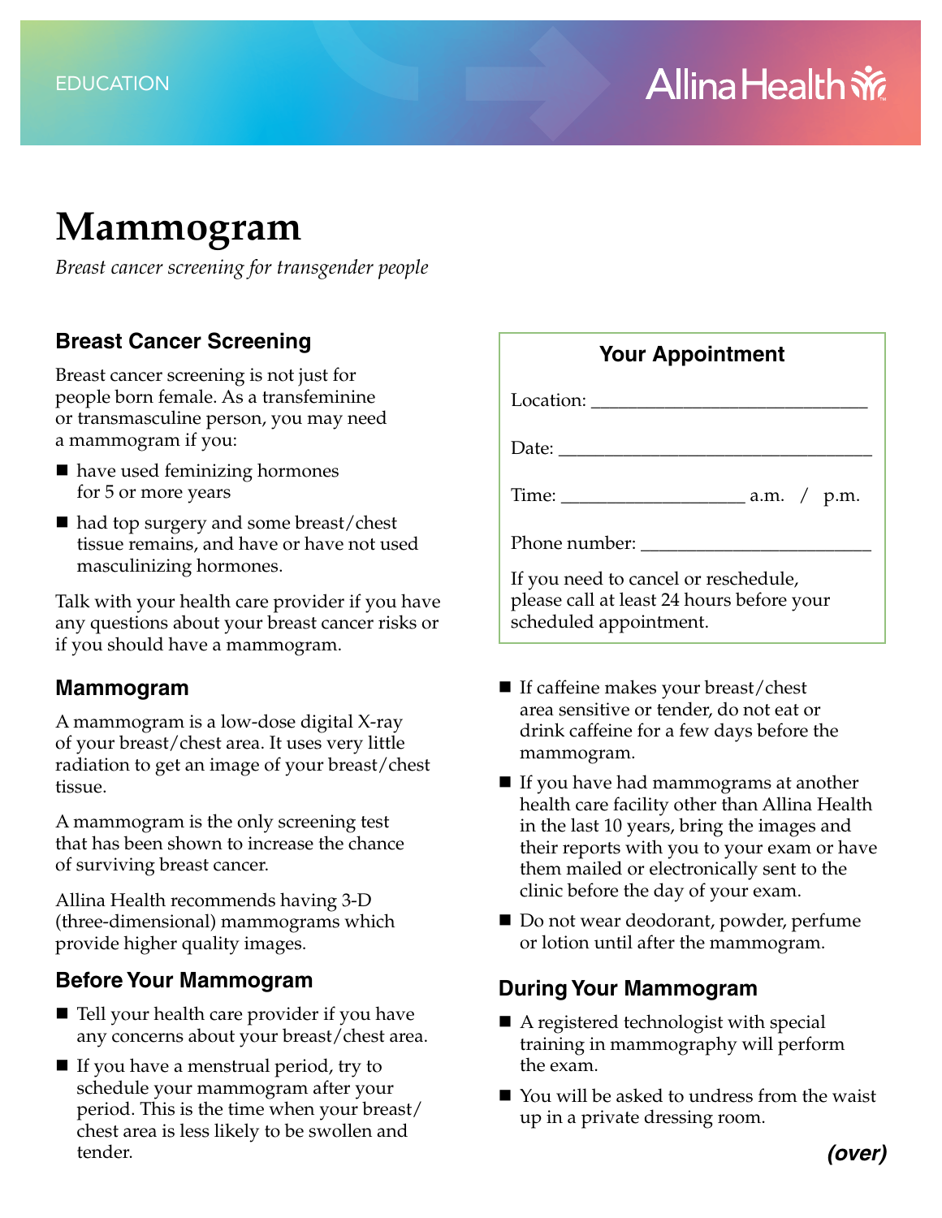EDUCATION

Allina Health

# Mammogram

*Breast cancer screening for transgender people*

## Breast Cancer Screening

Breast cancer screening is not just for people born female. As a transfeminine or transmasculine person, you may need a mammogram if you:

- have used feminizing hormones for 5 or more years
- had top surgery and some breast/chest tissue remains, and have or have not used masculinizing hormones.

Talk with your health care provider if you have any questions about your breast cancer risks or if you should have a mammogram.

## Mammogram

A mammogram is a low-dose digital X-ray of your breast/chest area. It uses very little radiation to get an image of your breast/chest tissue.

A mammogram is the only screening test that has been shown to increase the chance of surviving breast cancer.

Allina Health recommends having 3-D (three-dimensional) mammograms which provide higher quality images.

## Before Your Mammogram

- Tell your health care provider if you have any concerns about your breast/chest area.
- If you have a menstrual period, try to schedule your mammogram after your period. This is the time when your breast/chest area is less likely to be swollen and tender.
- If caffeine makes your breast/chest area sensitive or tender, do not eat or drink caffeine for a few days before the mammogram.
- If you have had mammograms at another health care facility other than Allina Health in the last 10 years, bring the images and their reports with you to your exam or have them mailed or electronically sent to the clinic before the day of your exam.
- Do not wear deodorant, powder, perfume or lotion until after the mammogram.

### Your Appointment

Location: ______________________________

Date: __________________________________

Time: ___________________ a.m. / p.m.

Phone number: ______________________

If you need to cancel or reschedule, please call at least 24 hours before your scheduled appointment.

## During Your Mammogram

- A registered technologist with special training in mammography will perform the exam.
- You will be asked to undress from the waist up in a private dressing room.

***(over)***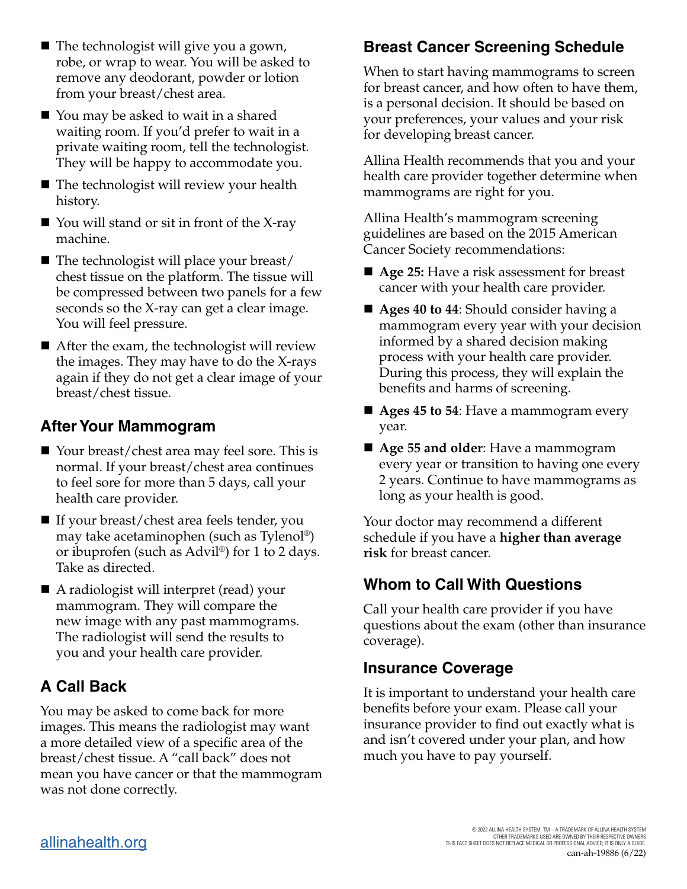- The technologist will give you a gown, robe, or wrap to wear. You will be asked to remove any deodorant, powder or lotion from your breast/chest area.
- You may be asked to wait in a shared waiting room. If you'd prefer to wait in a private waiting room, tell the technologist. They will be happy to accommodate you.
- The technologist will review your health history.
- You will stand or sit in front of the X-ray machine.
- The technologist will place your breast/chest tissue on the platform. The tissue will be compressed between two panels for a few seconds so the X-ray can get a clear image. You will feel pressure.
- After the exam, the technologist will review the images. They may have to do the X-rays again if they do not get a clear image of your breast/chest tissue.

## After Your Mammogram

- Your breast/chest area may feel sore. This is normal. If your breast/chest area continues to feel sore for more than 5 days, call your health care provider.
- If your breast/chest area feels tender, you may take acetaminophen (such as Tylenol®) or ibuprofen (such as Advil®) for 1 to 2 days. Take as directed.
- A radiologist will interpret (read) your mammogram. They will compare the new image with any past mammograms. The radiologist will send the results to you and your health care provider.

## A Call Back

You may be asked to come back for more images. This means the radiologist may want a more detailed view of a specific area of the breast/chest tissue. A "call back" does not mean you have cancer or that the mammogram was not done correctly.

## Breast Cancer Screening Schedule

When to start having mammograms to screen for breast cancer, and how often to have them, is a personal decision. It should be based on your preferences, your values and your risk for developing breast cancer.

Allina Health recommends that you and your health care provider together determine when mammograms are right for you.

Allina Health's mammogram screening guidelines are based on the 2015 American Cancer Society recommendations:

- **Age 25:** Have a risk assessment for breast cancer with your health care provider.
- **Ages 40 to 44**: Should consider having a mammogram every year with your decision informed by a shared decision making process with your health care provider. During this process, they will explain the benefits and harms of screening.
- **Ages 45 to 54**: Have a mammogram every year.
- **Age 55 and older**: Have a mammogram every year or transition to having one every 2 years. Continue to have mammograms as long as your health is good.

Your doctor may recommend a different schedule if you have a **higher than average risk** for breast cancer.

## Whom to Call With Questions

Call your health care provider if you have questions about the exam (other than insurance coverage).

## Insurance Coverage

It is important to understand your health care benefits before your exam. Please call your insurance provider to find out exactly what is and isn't covered under your plan, and how much you have to pay yourself.

allinahealth.org

© 2022 ALLINA HEALTH SYSTEM. TM – A TRADEMARK OF ALLINA HEALTH SYSTEM
OTHER TRADEMARKS USED ARE OWNED BY THEIR RESPECTIVE OWNERS
THIS FACT SHEET DOES NOT REPLACE MEDICAL OR PROFESSIONAL ADVICE; IT IS ONLY A GUIDE.
can-ah-19886 (6/22)